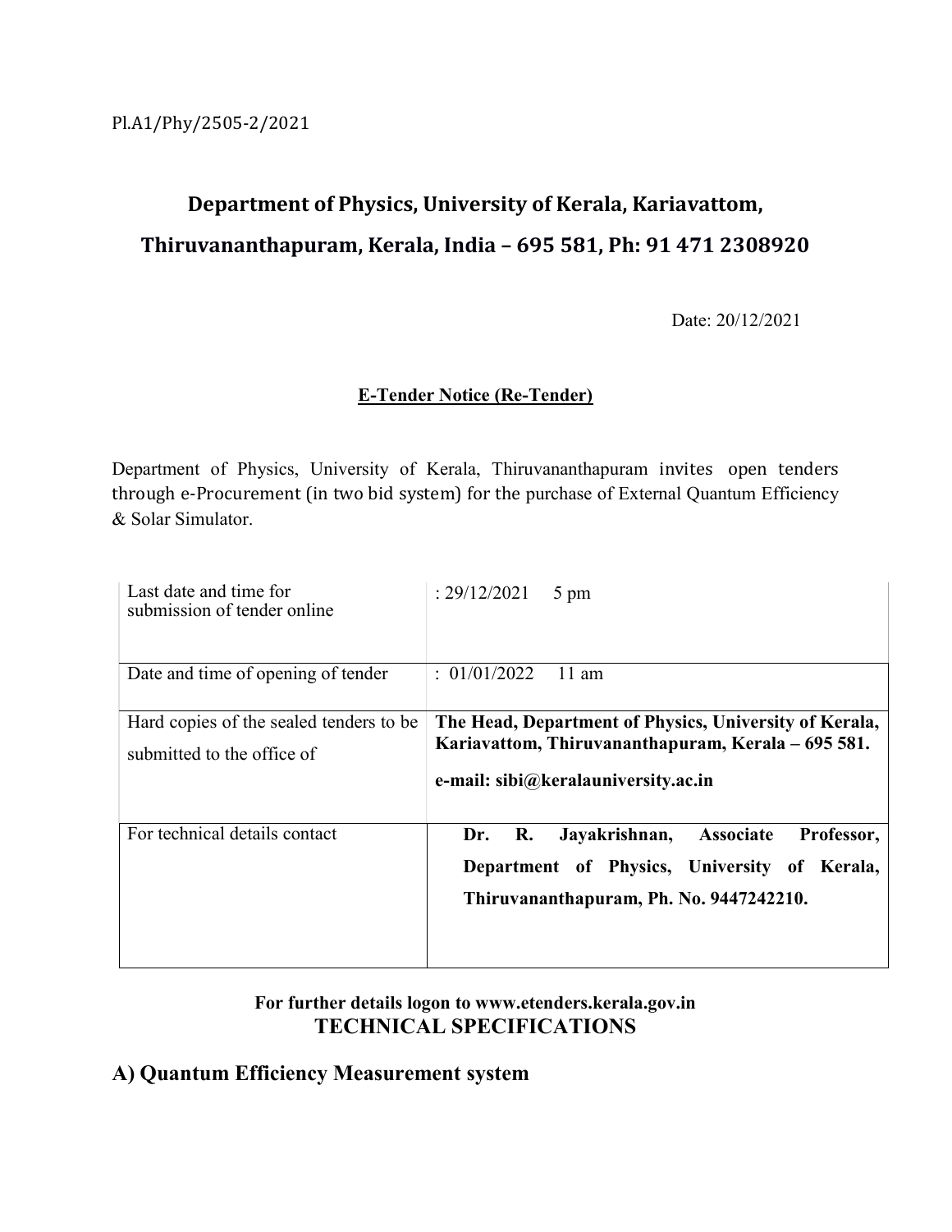Pl.A1/Phy/2505-2/2021

# Department of Physics, University of Kerala, Kariavattom, Thiruvananthapuram, Kerala, India – 695 581, Ph: 91 471 2308920

Date: 20/12/2021

**E-Tender Notice (Re-Tender)**

Department of Physics, University of Kerala, Thiruvananthapuram invites open tenders through e-Procurement (in two bid system) for the purchase of External Quantum Efficiency & Solar Simulator.

| | |
|---|---|
| Last date and time for submission of tender online | : 29/12/2021 5 pm |
| Date and time of opening of tender | : 01/01/2022 11 am |
| Hard copies of the sealed tenders to be submitted to the office of | **The Head, Department of Physics, University of Kerala, Kariavattom, Thiruvananthapuram, Kerala – 695 581.**<br>**e-mail: sibi@keralauniversity.ac.in** |
| For technical details contact | **Dr. R. Jayakrishnan, Associate Professor, Department of Physics, University of Kerala, Thiruvananthapuram, Ph. No. 9447242210.** |

**For further details logon to www.etenders.kerala.gov.in**

## TECHNICAL SPECIFICATIONS

## A) Quantum Efficiency Measurement system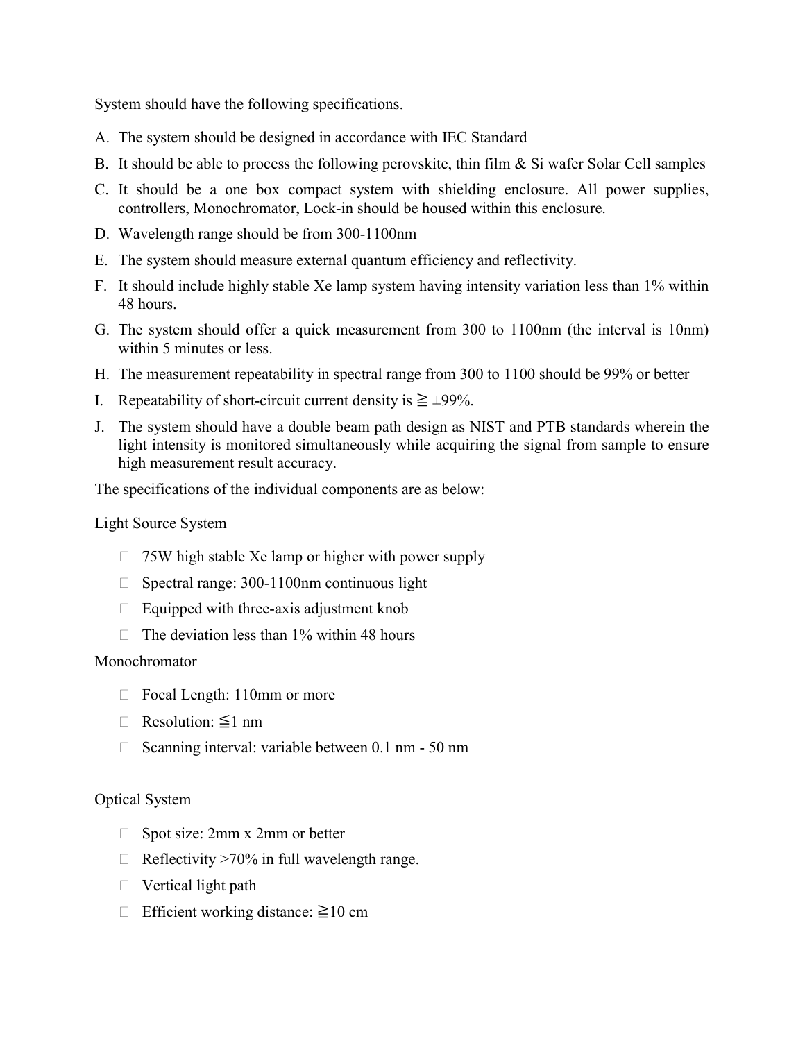System should have the following specifications.

A. The system should be designed in accordance with IEC Standard
B. It should be able to process the following perovskite, thin film & Si wafer Solar Cell samples
C. It should be a one box compact system with shielding enclosure. All power supplies, controllers, Monochromator, Lock-in should be housed within this enclosure.
D. Wavelength range should be from 300-1100nm
E. The system should measure external quantum efficiency and reflectivity.
F. It should include highly stable Xe lamp system having intensity variation less than 1% within 48 hours.
G. The system should offer a quick measurement from 300 to 1100nm (the interval is 10nm) within 5 minutes or less.
H. The measurement repeatability in spectral range from 300 to 1100 should be 99% or better
I. Repeatability of short-circuit current density is ≧ ±99%.
J. The system should have a double beam path design as NIST and PTB standards wherein the light intensity is monitored simultaneously while acquiring the signal from sample to ensure high measurement result accuracy.

The specifications of the individual components are as below:

Light Source System

- 75W high stable Xe lamp or higher with power supply
- Spectral range: 300-1100nm continuous light
- Equipped with three-axis adjustment knob
- The deviation less than 1% within 48 hours

Monochromator

- Focal Length: 110mm or more
- Resolution: ≦1 nm
- Scanning interval: variable between 0.1 nm - 50 nm

Optical System

- Spot size: 2mm x 2mm or better
- Reflectivity >70% in full wavelength range.
- Vertical light path
- Efficient working distance: ≧10 cm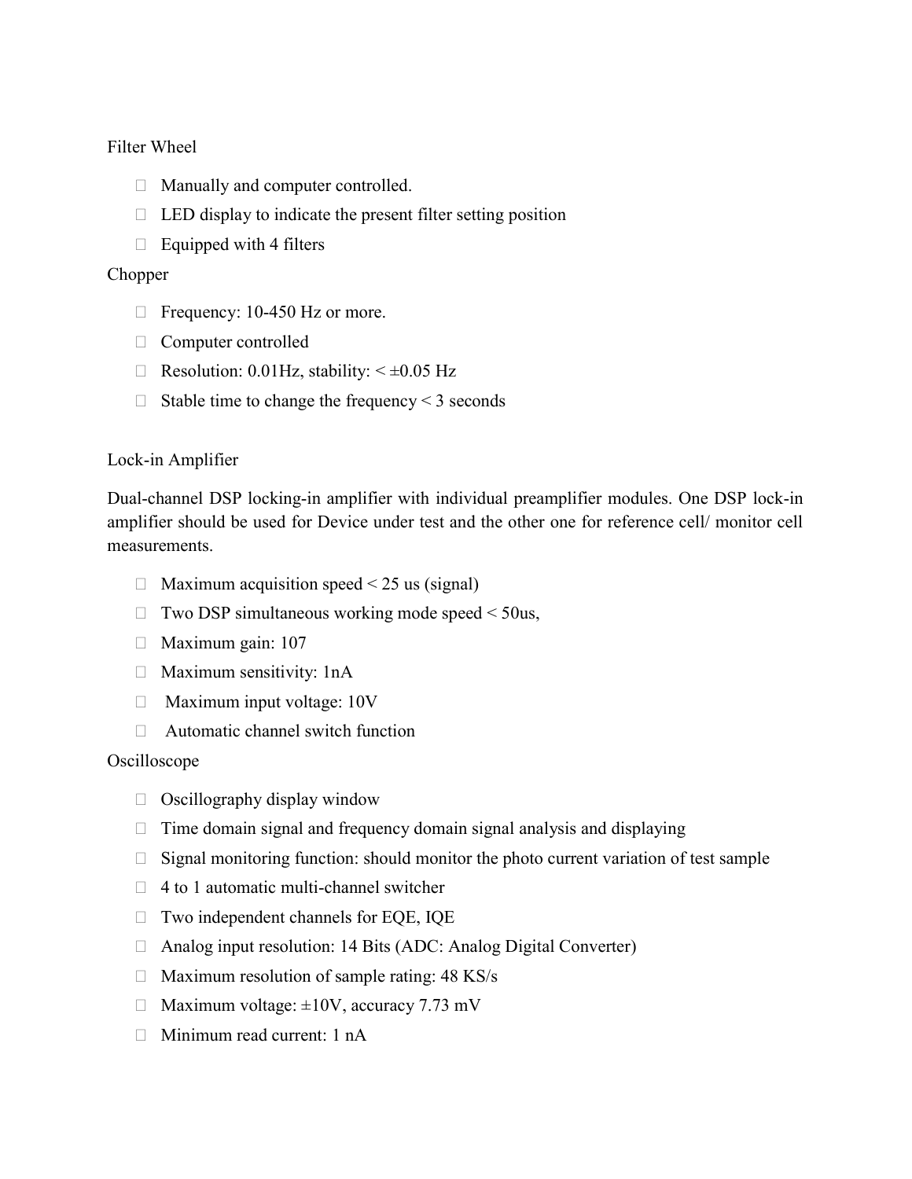Filter Wheel

- Manually and computer controlled.
- LED display to indicate the present filter setting position
- Equipped with 4 filters

Chopper

- Frequency: 10-450 Hz or more.
- Computer controlled
- Resolution: 0.01Hz, stability: < ±0.05 Hz
- Stable time to change the frequency < 3 seconds

Lock-in Amplifier

Dual-channel DSP locking-in amplifier with individual preamplifier modules. One DSP lock-in amplifier should be used for Device under test and the other one for reference cell/ monitor cell measurements.

- Maximum acquisition speed < 25 us (signal)
- Two DSP simultaneous working mode speed < 50us,
- Maximum gain: 107
- Maximum sensitivity: 1nA
- Maximum input voltage: 10V
- Automatic channel switch function

Oscilloscope

- Oscillography display window
- Time domain signal and frequency domain signal analysis and displaying
- Signal monitoring function: should monitor the photo current variation of test sample
- 4 to 1 automatic multi-channel switcher
- Two independent channels for EQE, IQE
- Analog input resolution: 14 Bits (ADC: Analog Digital Converter)
- Maximum resolution of sample rating: 48 KS/s
- Maximum voltage: ±10V, accuracy 7.73 mV
- Minimum read current: 1 nA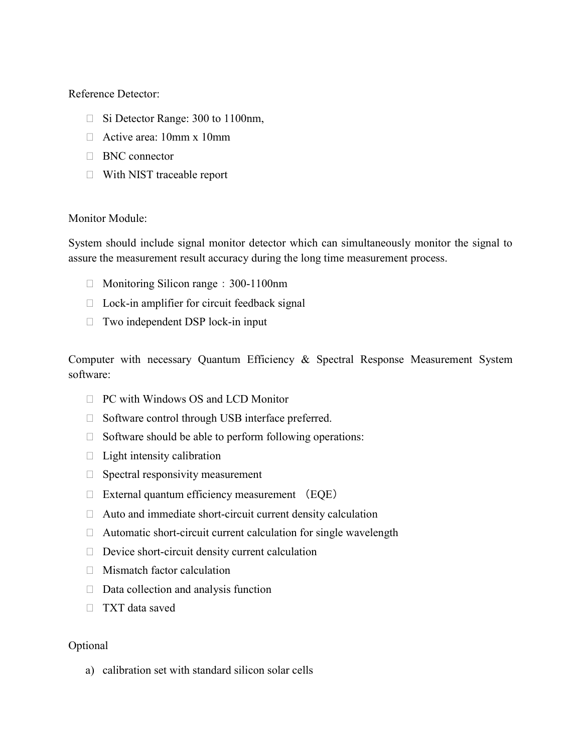Reference Detector:

- Si Detector Range: 300 to 1100nm,
- Active area: 10mm x 10mm
- BNC connector
- With NIST traceable report

Monitor Module:

System should include signal monitor detector which can simultaneously monitor the signal to assure the measurement result accuracy during the long time measurement process.

- Monitoring Silicon range：300-1100nm
- Lock-in amplifier for circuit feedback signal
- Two independent DSP lock-in input

Computer with necessary Quantum Efficiency & Spectral Response Measurement System software:

- PC with Windows OS and LCD Monitor
- Software control through USB interface preferred.
- Software should be able to perform following operations:
- Light intensity calibration
- Spectral responsivity measurement
- External quantum efficiency measurement （EQE）
- Auto and immediate short-circuit current density calculation
- Automatic short-circuit current calculation for single wavelength
- Device short-circuit density current calculation
- Mismatch factor calculation
- Data collection and analysis function
- TXT data saved

Optional

a) calibration set with standard silicon solar cells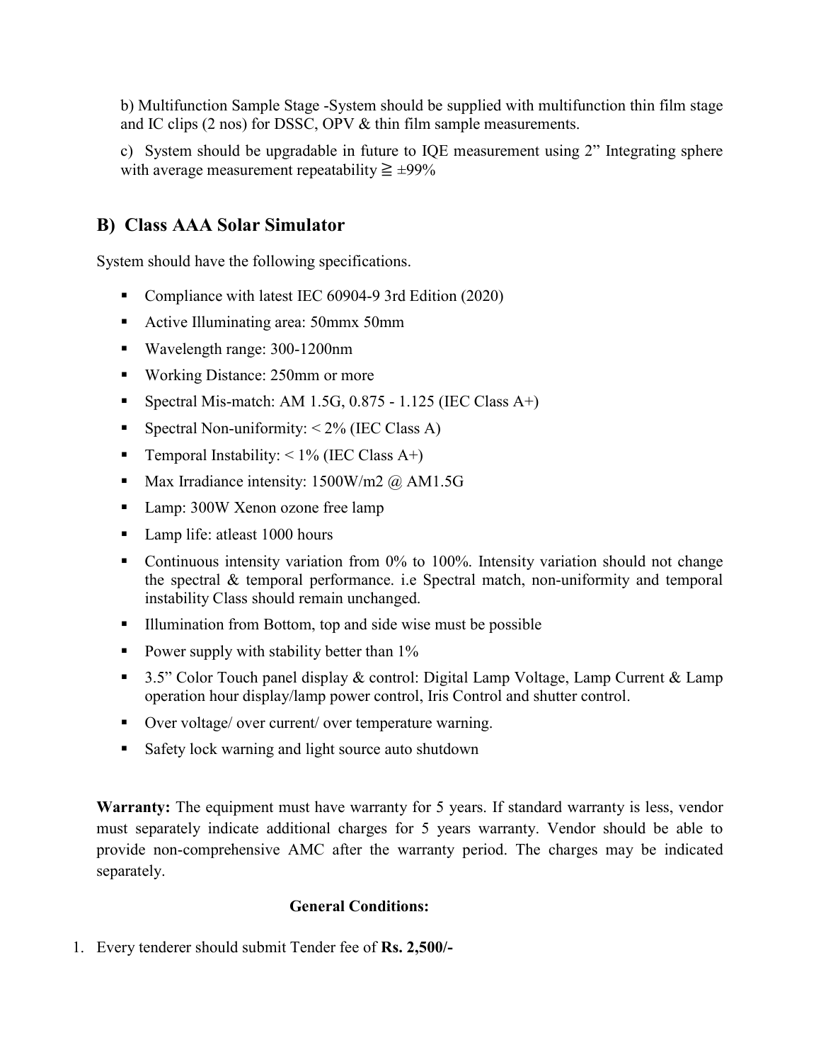b) Multifunction Sample Stage -System should be supplied with multifunction thin film stage and IC clips (2 nos) for DSSC, OPV & thin film sample measurements.

c) System should be upgradable in future to IQE measurement using 2” Integrating sphere with average measurement repeatability ≧ ±99%

## B) Class AAA Solar Simulator

System should have the following specifications.

- Compliance with latest IEC 60904-9 3rd Edition (2020)
- Active Illuminating area: 50mmx 50mm
- Wavelength range: 300-1200nm
- Working Distance: 250mm or more
- Spectral Mis-match: AM 1.5G, 0.875 - 1.125 (IEC Class A+)
- Spectral Non-uniformity: < 2% (IEC Class A)
- Temporal Instability: < 1% (IEC Class A+)
- Max Irradiance intensity: 1500W/m2 @ AM1.5G
- Lamp: 300W Xenon ozone free lamp
- Lamp life: atleast 1000 hours
- Continuous intensity variation from 0% to 100%. Intensity variation should not change the spectral & temporal performance. i.e Spectral match, non-uniformity and temporal instability Class should remain unchanged.
- Illumination from Bottom, top and side wise must be possible
- Power supply with stability better than 1%
- 3.5” Color Touch panel display & control: Digital Lamp Voltage, Lamp Current & Lamp operation hour display/lamp power control, Iris Control and shutter control.
- Over voltage/ over current/ over temperature warning.
- Safety lock warning and light source auto shutdown

**Warranty:** The equipment must have warranty for 5 years. If standard warranty is less, vendor must separately indicate additional charges for 5 years warranty. Vendor should be able to provide non-comprehensive AMC after the warranty period. The charges may be indicated separately.

**General Conditions:**

1. Every tenderer should submit Tender fee of **Rs. 2,500/-**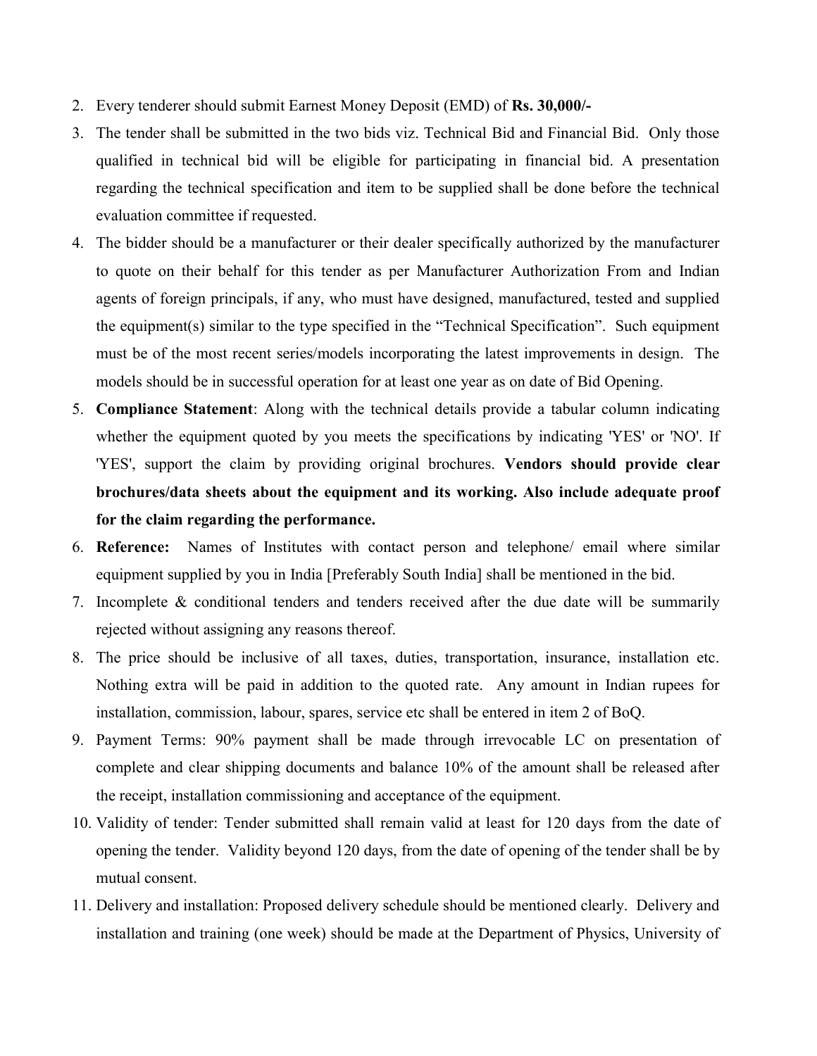2. Every tenderer should submit Earnest Money Deposit (EMD) of **Rs. 30,000/-**
3. The tender shall be submitted in the two bids viz. Technical Bid and Financial Bid. Only those qualified in technical bid will be eligible for participating in financial bid. A presentation regarding the technical specification and item to be supplied shall be done before the technical evaluation committee if requested.
4. The bidder should be a manufacturer or their dealer specifically authorized by the manufacturer to quote on their behalf for this tender as per Manufacturer Authorization From and Indian agents of foreign principals, if any, who must have designed, manufactured, tested and supplied the equipment(s) similar to the type specified in the "Technical Specification". Such equipment must be of the most recent series/models incorporating the latest improvements in design. The models should be in successful operation for at least one year as on date of Bid Opening.
5. **Compliance Statement**: Along with the technical details provide a tabular column indicating whether the equipment quoted by you meets the specifications by indicating 'YES' or 'NO'. If 'YES', support the claim by providing original brochures. **Vendors should provide clear brochures/data sheets about the equipment and its working. Also include adequate proof for the claim regarding the performance.**
6. **Reference:** Names of Institutes with contact person and telephone/ email where similar equipment supplied by you in India [Preferably South India] shall be mentioned in the bid.
7. Incomplete & conditional tenders and tenders received after the due date will be summarily rejected without assigning any reasons thereof.
8. The price should be inclusive of all taxes, duties, transportation, insurance, installation etc. Nothing extra will be paid in addition to the quoted rate. Any amount in Indian rupees for installation, commission, labour, spares, service etc shall be entered in item 2 of BoQ.
9. Payment Terms: 90% payment shall be made through irrevocable LC on presentation of complete and clear shipping documents and balance 10% of the amount shall be released after the receipt, installation commissioning and acceptance of the equipment.
10. Validity of tender: Tender submitted shall remain valid at least for 120 days from the date of opening the tender. Validity beyond 120 days, from the date of opening of the tender shall be by mutual consent.
11. Delivery and installation: Proposed delivery schedule should be mentioned clearly. Delivery and installation and training (one week) should be made at the Department of Physics, University of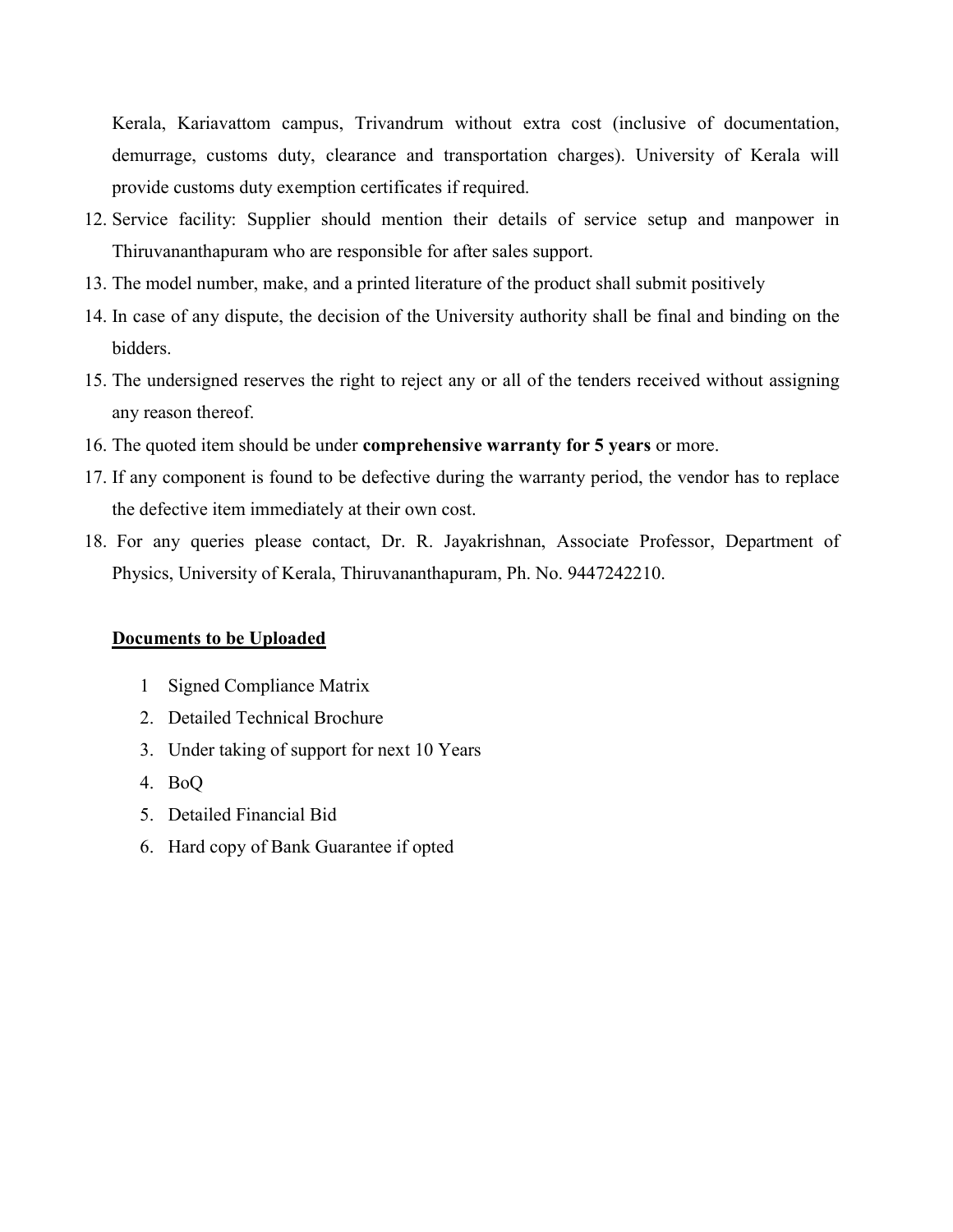Kerala, Kariavattom campus, Trivandrum without extra cost (inclusive of documentation, demurrage, customs duty, clearance and transportation charges). University of Kerala will provide customs duty exemption certificates if required.

12. Service facility: Supplier should mention their details of service setup and manpower in Thiruvananthapuram who are responsible for after sales support.
13. The model number, make, and a printed literature of the product shall submit positively
14. In case of any dispute, the decision of the University authority shall be final and binding on the bidders.
15. The undersigned reserves the right to reject any or all of the tenders received without assigning any reason thereof.
16. The quoted item should be under **comprehensive warranty for 5 years** or more.
17. If any component is found to be defective during the warranty period, the vendor has to replace the defective item immediately at their own cost.
18. For any queries please contact, Dr. R. Jayakrishnan, Associate Professor, Department of Physics, University of Kerala, Thiruvananthapuram, Ph. No. 9447242210.

**<u>Documents to be Uploaded</u>**

1 Signed Compliance Matrix
2. Detailed Technical Brochure
3. Under taking of support for next 10 Years
4. BoQ
5. Detailed Financial Bid
6. Hard copy of Bank Guarantee if opted